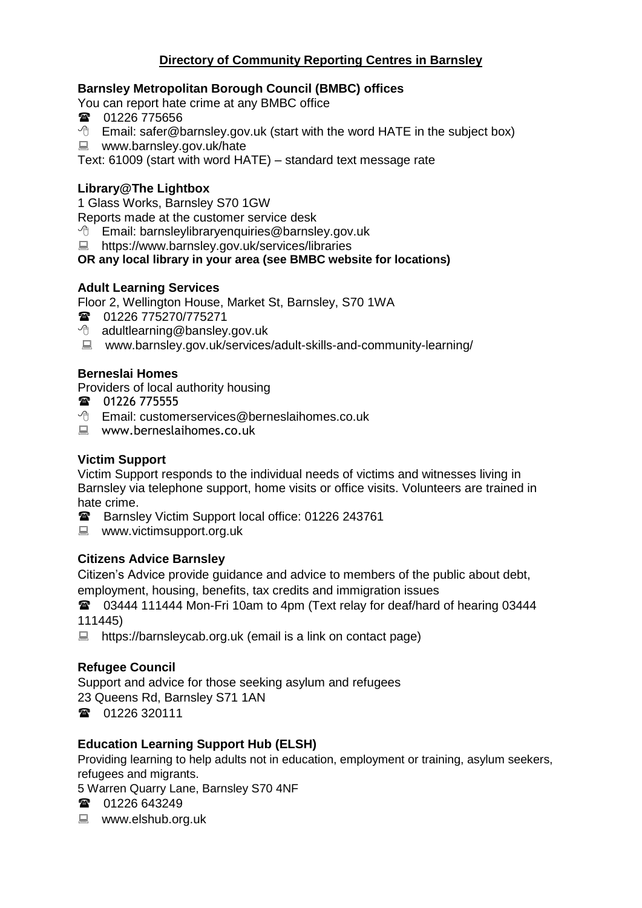# Directory of Community Reporting Centres in Barnsley

### Barnsley Metropolitan Borough Council (BMBC) offices

You can report hate crime at any BMBC office

- ☎ 01226 775656
- Email: safer@barnsley.gov.uk (start with the word HATE in the subject box)
- www.barnsley.gov.uk/hate

Text: 61009 (start with word HATE) – standard text message rate

### Library@The Lightbox

1 Glass Works, Barnsley S70 1GW

Reports made at the customer service desk

- Email: barnsleylibraryenquiries@barnsley.gov.uk
- https://www.barnsley.gov.uk/services/libraries

**OR any local library in your area (see BMBC website for locations)**

### Adult Learning Services

Floor 2, Wellington House, Market St, Barnsley, S70 1WA

- ☎ 01226 775270/775271
- adultlearning@bansley.gov.uk
- www.barnsley.gov.uk/services/adult-skills-and-community-learning/

### Berneslai Homes

Providers of local authority housing

- ☎ 01226 775555
- Email: customerservices@berneslaihomes.co.uk
- www.berneslaihomes.co.uk

### Victim Support

Victim Support responds to the individual needs of victims and witnesses living in Barnsley via telephone support, home visits or office visits. Volunteers are trained in hate crime.

- ☎ Barnsley Victim Support local office: 01226 243761
- www.victimsupport.org.uk

### Citizens Advice Barnsley

Citizen's Advice provide guidance and advice to members of the public about debt, employment, housing, benefits, tax credits and immigration issues

- ☎ 03444 111444 Mon-Fri 10am to 4pm (Text relay for deaf/hard of hearing 03444 111445)
- https://barnsleycab.org.uk (email is a link on contact page)

### Refugee Council

Support and advice for those seeking asylum and refugees

23 Queens Rd, Barnsley S71 1AN

- ☎ 01226 320111

### Education Learning Support Hub (ELSH)

Providing learning to help adults not in education, employment or training, asylum seekers, refugees and migrants.

5 Warren Quarry Lane, Barnsley S70 4NF

- ☎ 01226 643249
- www.elshub.org.uk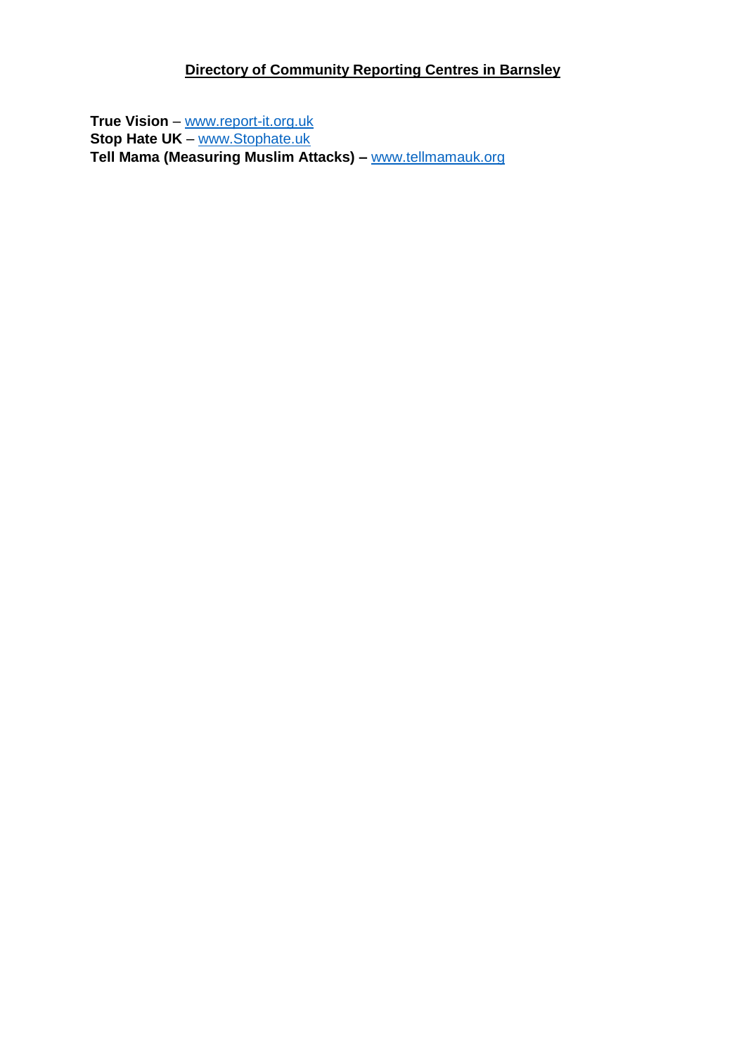## Directory of Community Reporting Centres in Barnsley

**True Vision** – www.report-it.org.uk
**Stop Hate UK** – www.Stophate.uk
**Tell Mama (Measuring Muslim Attacks) –** www.tellmamauk.org